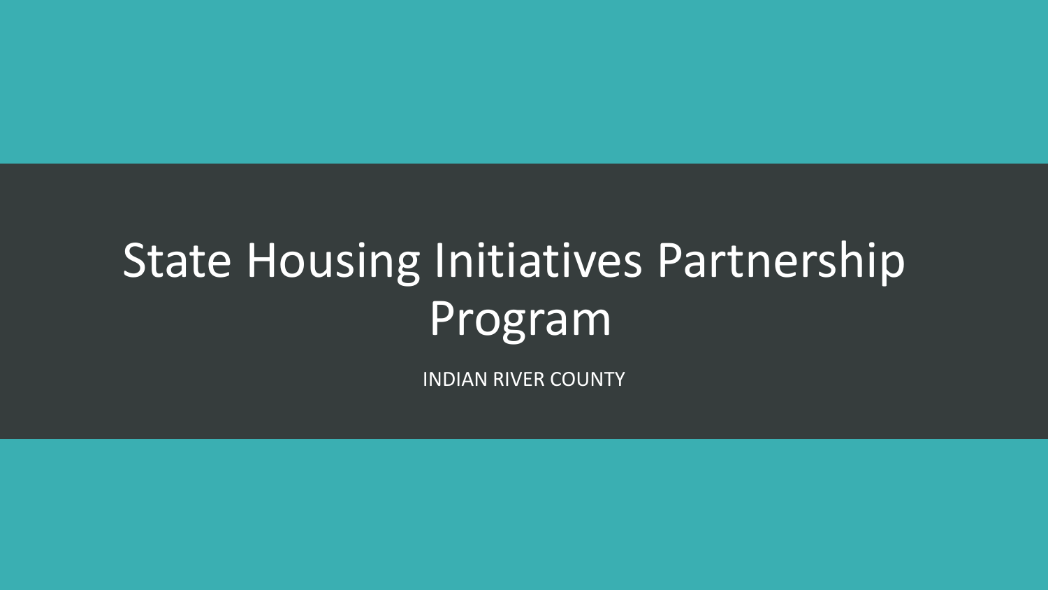# State Housing Initiatives Partnership Program

INDIAN RIVER COUNTY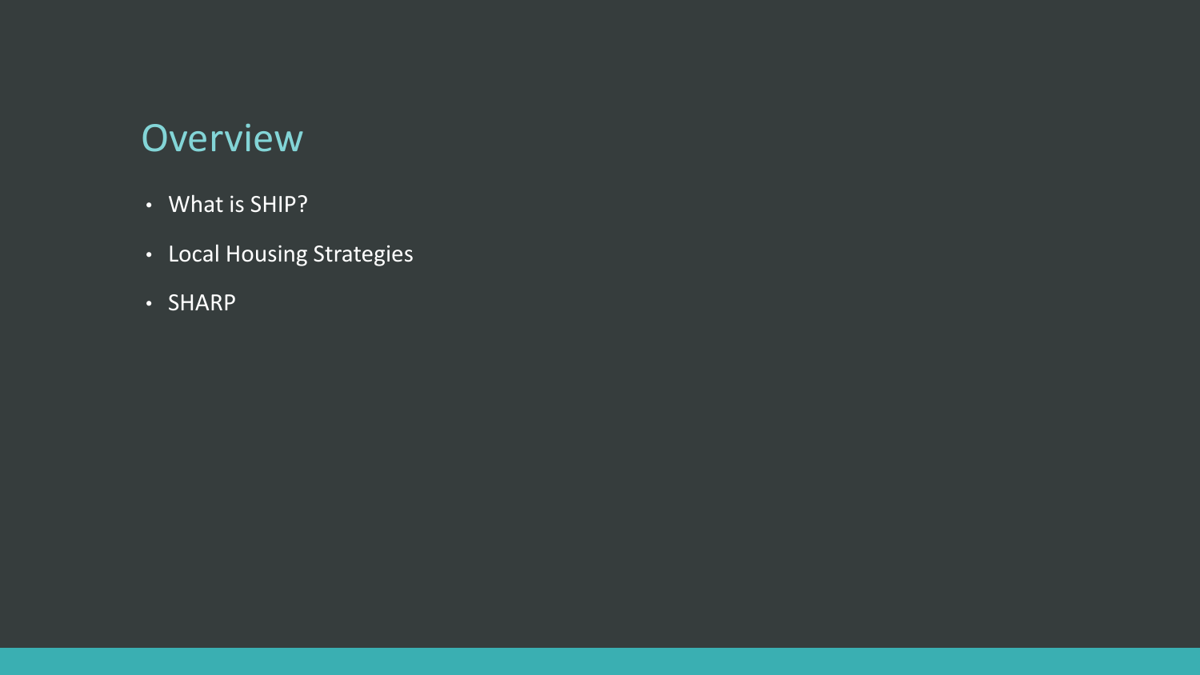# Overview

- What is SHIP?
- Local Housing Strategies
- SHARP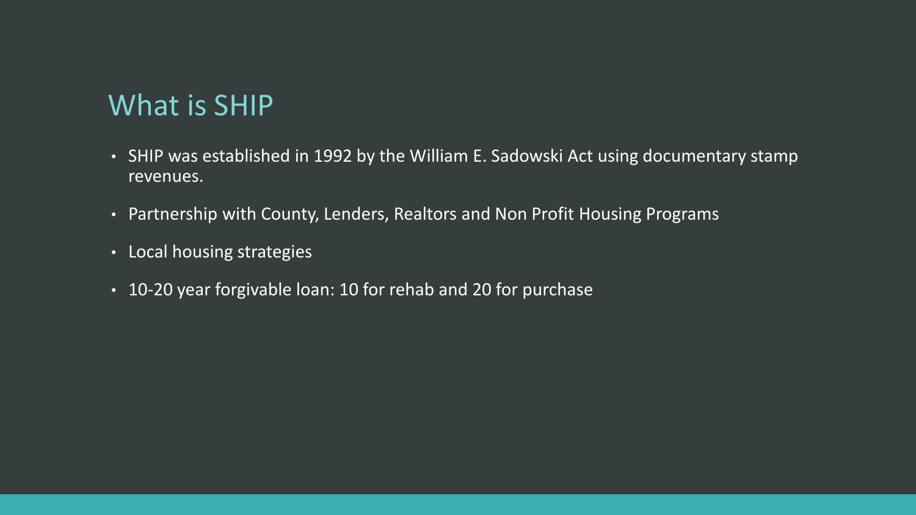# What is SHIP

- SHIP was established in 1992 by the William E. Sadowski Act using documentary stamp revenues.
- Partnership with County, Lenders, Realtors and Non Profit Housing Programs
- Local housing strategies
- 10-20 year forgivable loan: 10 for rehab and 20 for purchase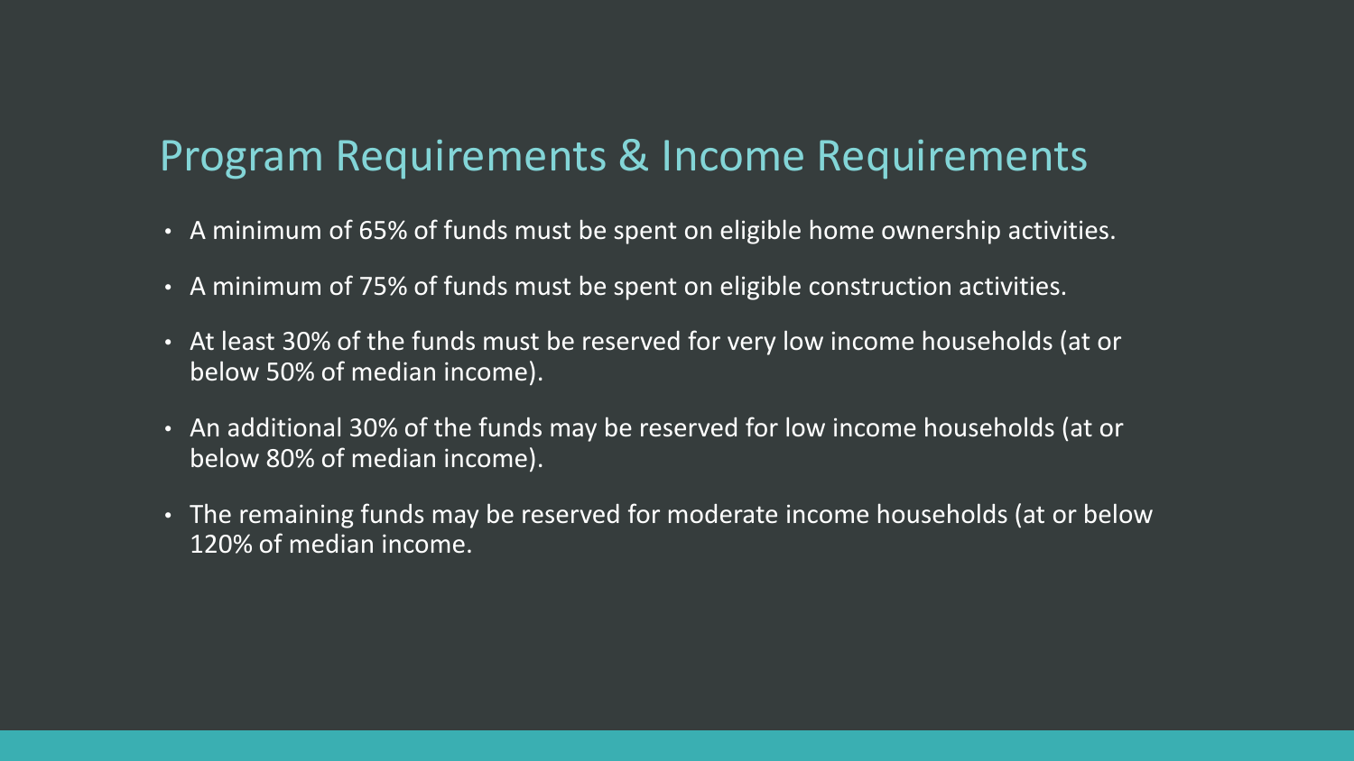## Program Requirements & Income Requirements

- A minimum of 65% of funds must be spent on eligible home ownership activities.
- A minimum of 75% of funds must be spent on eligible construction activities.
- At least 30% of the funds must be reserved for very low income households (at or below 50% of median income).
- An additional 30% of the funds may be reserved for low income households (at or below 80% of median income).
- The remaining funds may be reserved for moderate income households (at or below 120% of median income.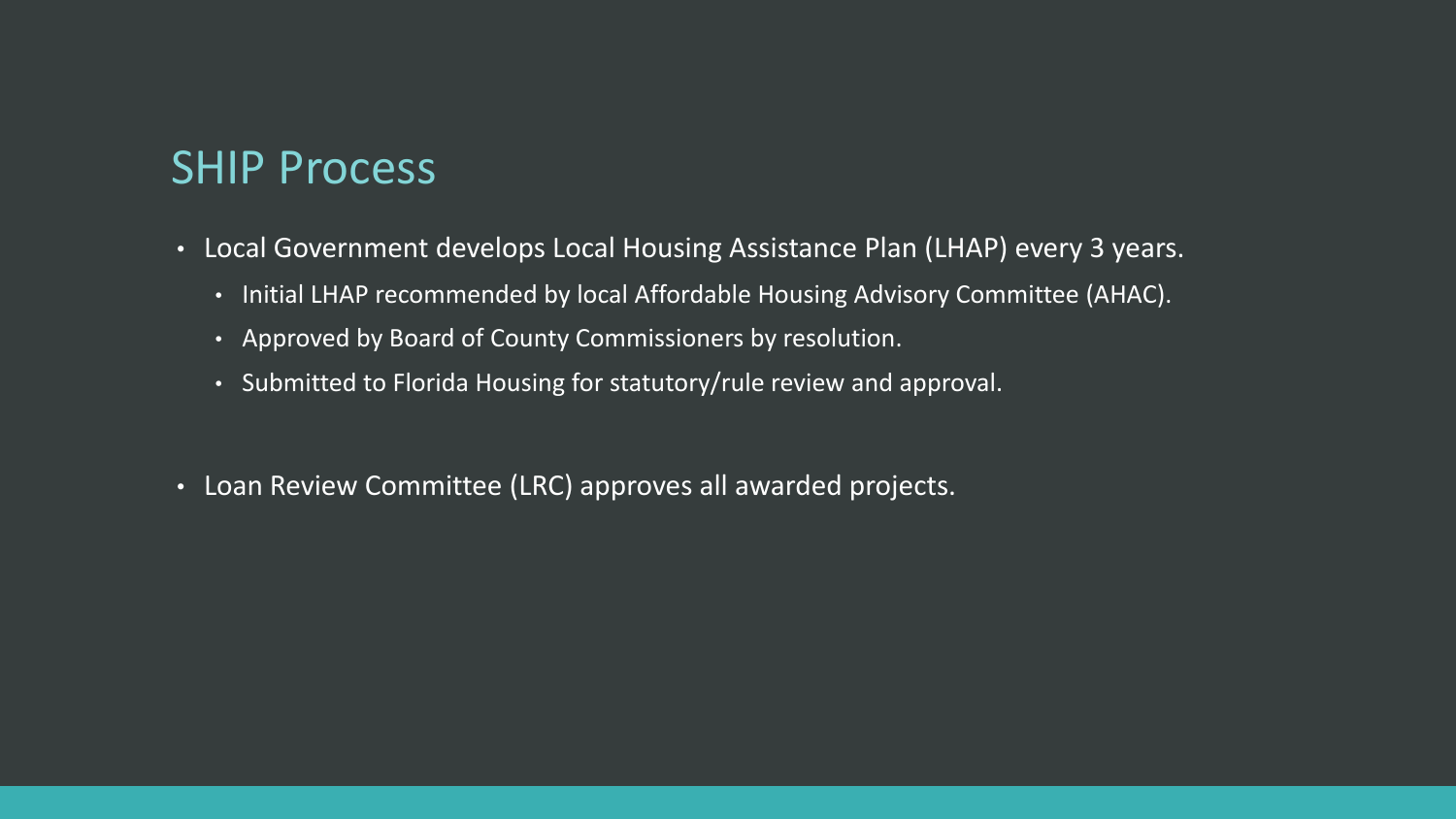## SHIP Process

- Local Government develops Local Housing Assistance Plan (LHAP) every 3 years.
  - Initial LHAP recommended by local Affordable Housing Advisory Committee (AHAC).
  - Approved by Board of County Commissioners by resolution.
  - Submitted to Florida Housing for statutory/rule review and approval.

- Loan Review Committee (LRC) approves all awarded projects.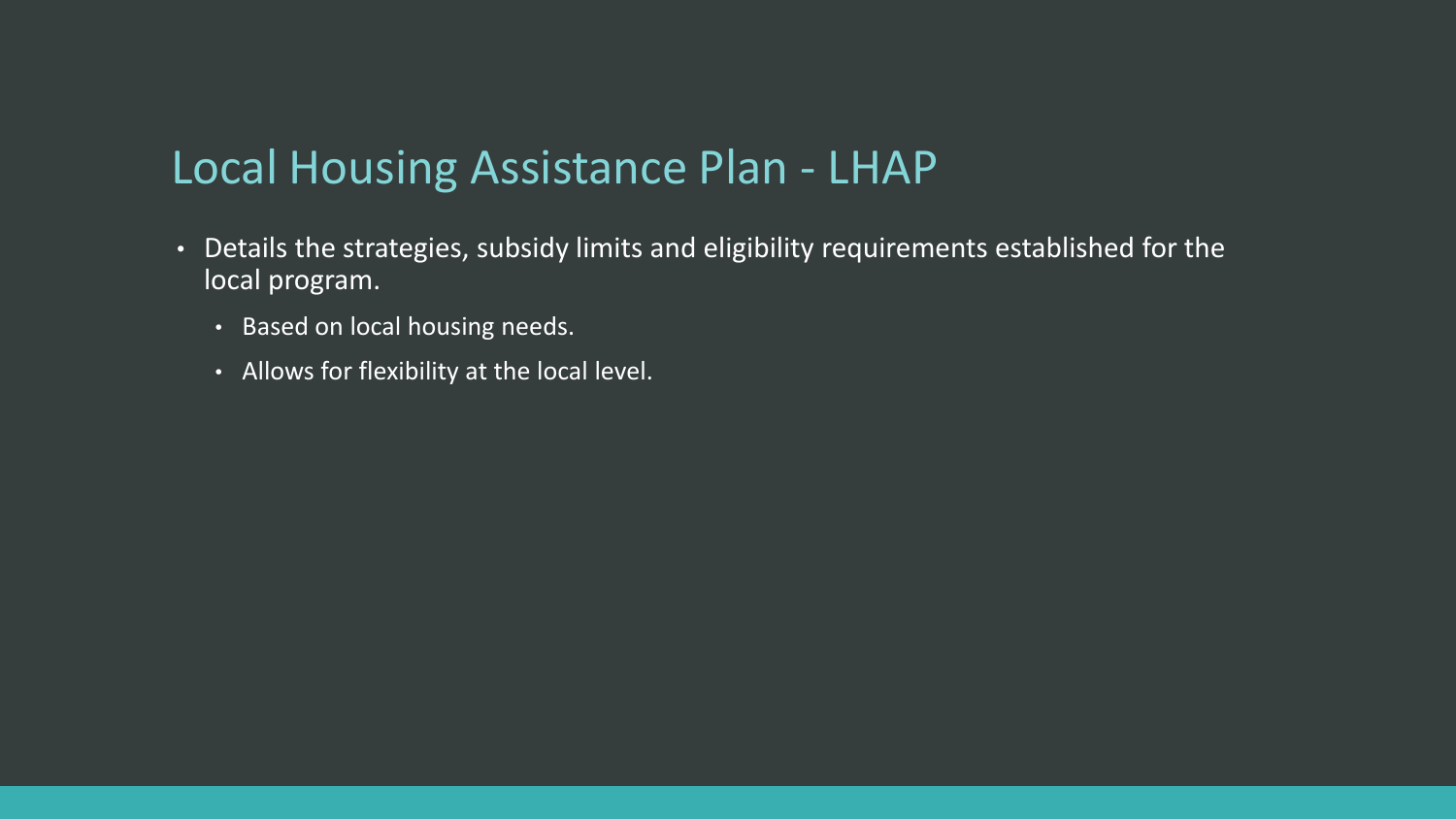# Local Housing Assistance Plan - LHAP

- Details the strategies, subsidy limits and eligibility requirements established for the local program.
  - Based on local housing needs.
  - Allows for flexibility at the local level.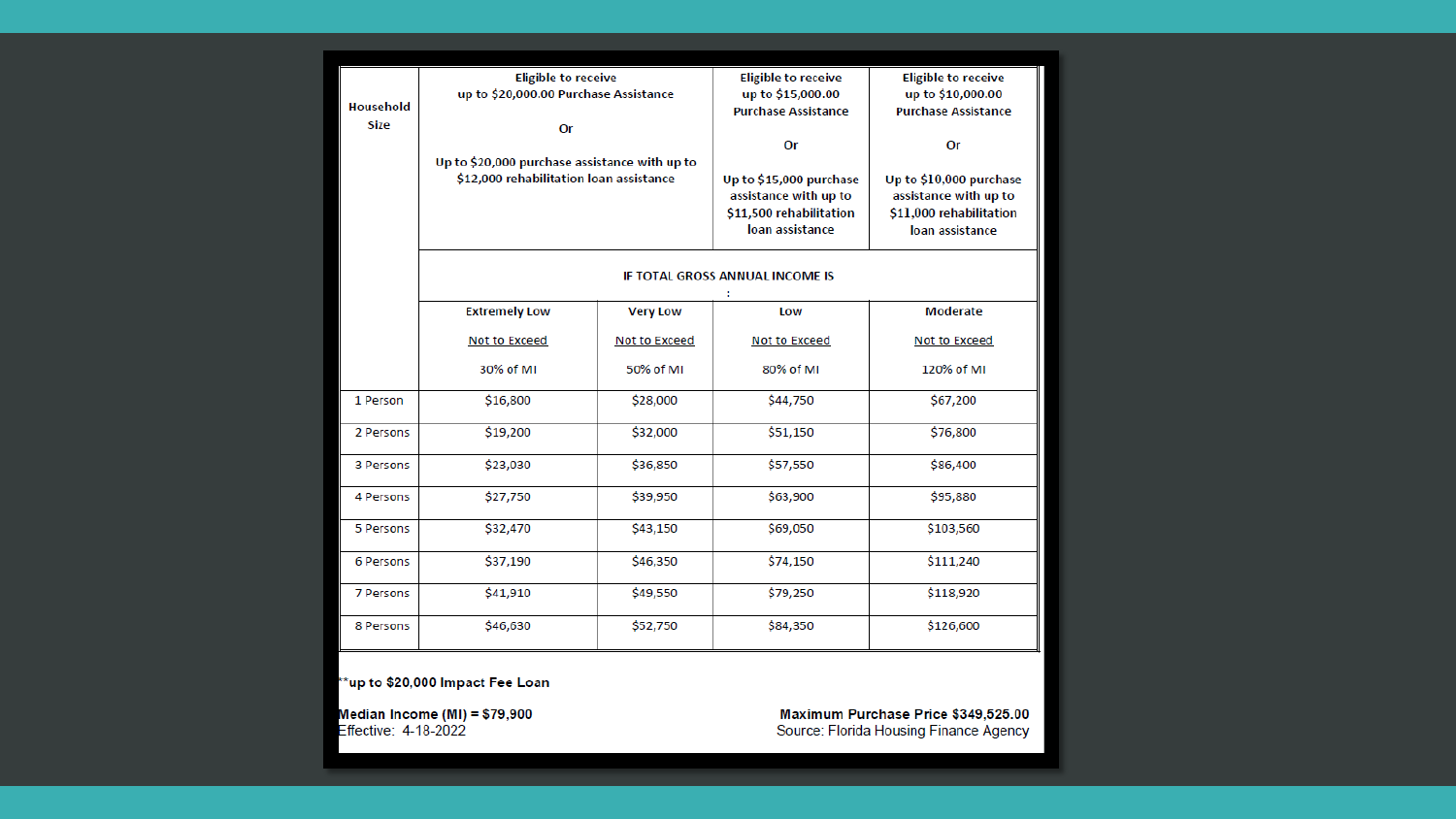| Household Size | Eligible to receive up to $20,000.00 Purchase Assistance<br><br>Or<br><br>Up to $20,000 purchase assistance with up to $12,000 rehabilitation loan assistance | | Eligible to receive up to $15,000.00 Purchase Assistance<br><br>Or<br><br>Up to $15,000 purchase assistance with up to $11,500 rehabilitation loan assistance | Eligible to receive up to $10,000.00 Purchase Assistance<br><br>Or<br><br>Up to $10,000 purchase assistance with up to $11,000 rehabilitation loan assistance |
|---|---|---|---|---|
| | IF TOTAL GROSS ANNUAL INCOME IS : | | | |
| | Extremely Low<br><br>Not to Exceed<br><br>30% of MI | Very Low<br><br>Not to Exceed<br><br>50% of MI | Low<br><br>Not to Exceed<br><br>80% of MI | Moderate<br><br>Not to Exceed<br><br>120% of MI |
| 1 Person | $16,800 | $28,000 | $44,750 | $67,200 |
| 2 Persons | $19,200 | $32,000 | $51,150 | $76,800 |
| 3 Persons | $23,030 | $36,850 | $57,550 | $86,400 |
| 4 Persons | $27,750 | $39,950 | $63,900 | $95,880 |
| 5 Persons | $32,470 | $43,150 | $69,050 | $103,560 |
| 6 Persons | $37,190 | $46,350 | $74,150 | $111,240 |
| 7 Persons | $41,910 | $49,550 | $79,250 | $118,920 |
| 8 Persons | $46,630 | $52,750 | $84,350 | $126,600 |

**up to $20,000 Impact Fee Loan**

**Median Income (MI) = $79,900**
Effective: 4-18-2022

**Maximum Purchase Price $349,525.00**
Source: Florida Housing Finance Agency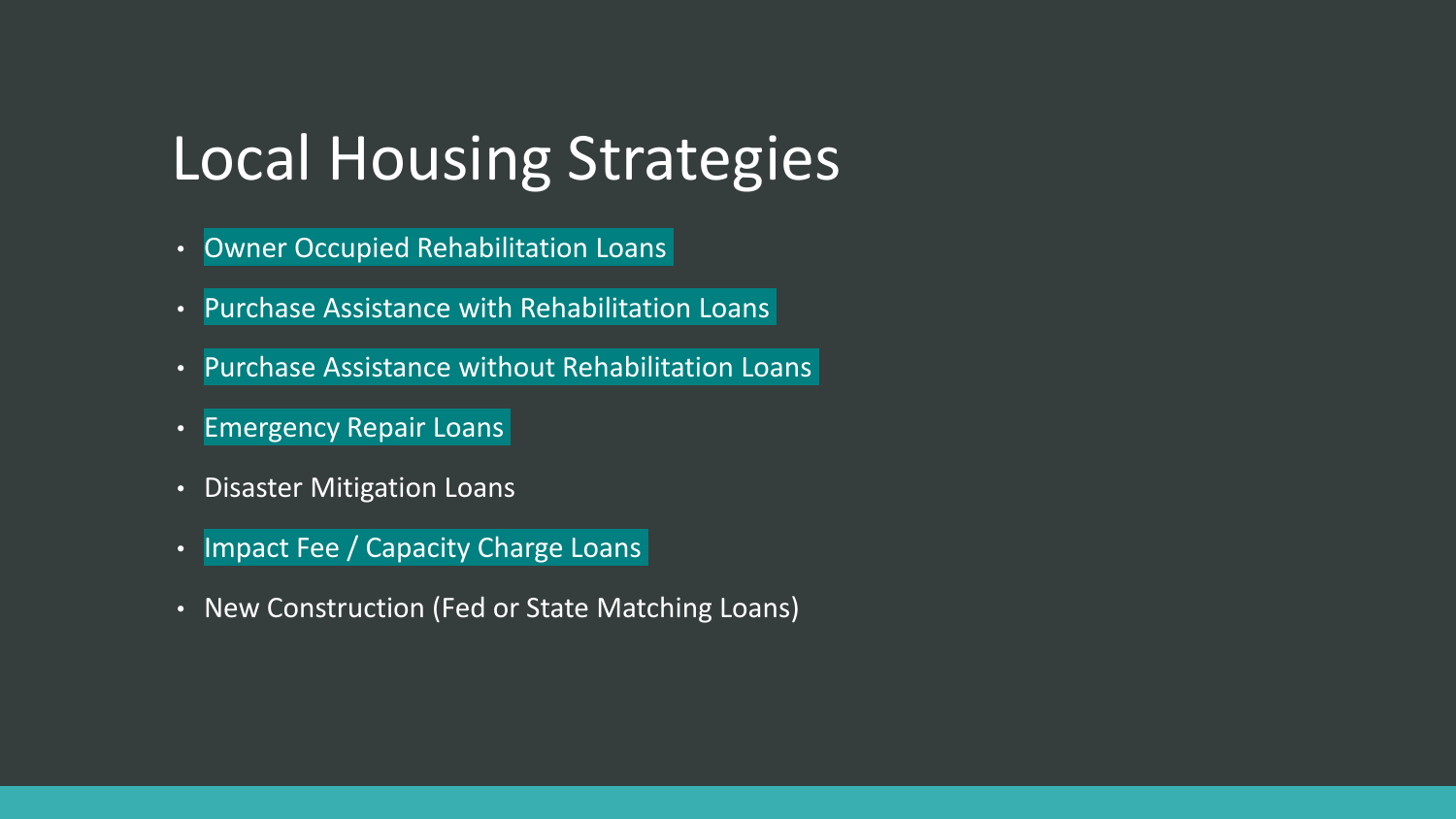# Local Housing Strategies

- Owner Occupied Rehabilitation Loans
- Purchase Assistance with Rehabilitation Loans
- Purchase Assistance without Rehabilitation Loans
- Emergency Repair Loans
- Disaster Mitigation Loans
- Impact Fee / Capacity Charge Loans
- New Construction (Fed or State Matching Loans)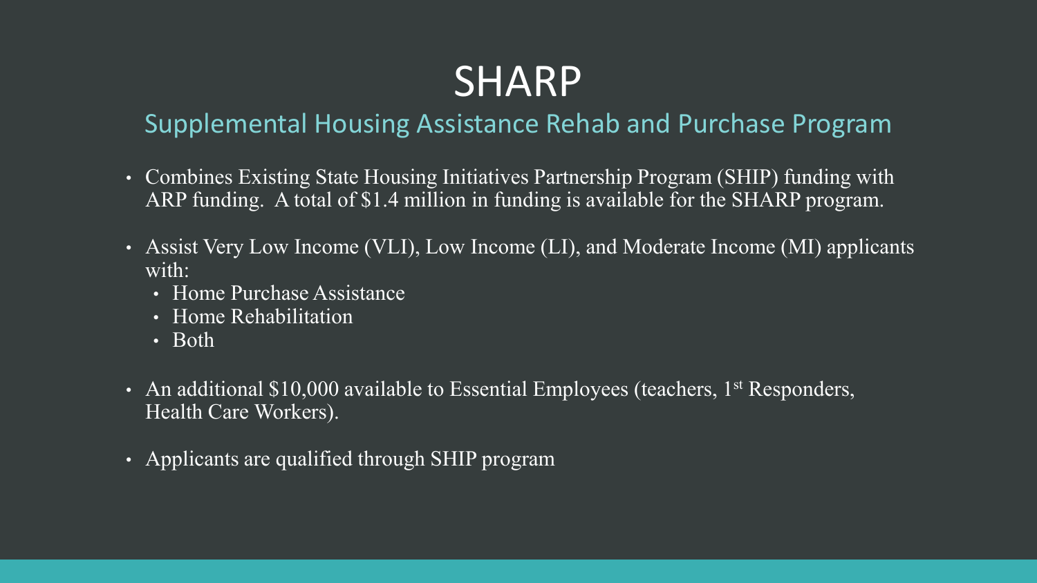# SHARP

## Supplemental Housing Assistance Rehab and Purchase Program

- Combines Existing State Housing Initiatives Partnership Program (SHIP) funding with ARP funding. A total of $1.4 million in funding is available for the SHARP program.
- Assist Very Low Income (VLI), Low Income (LI), and Moderate Income (MI) applicants with:
  - Home Purchase Assistance
  - Home Rehabilitation
  - Both
- An additional $10,000 available to Essential Employees (teachers, 1st Responders, Health Care Workers).
- Applicants are qualified through SHIP program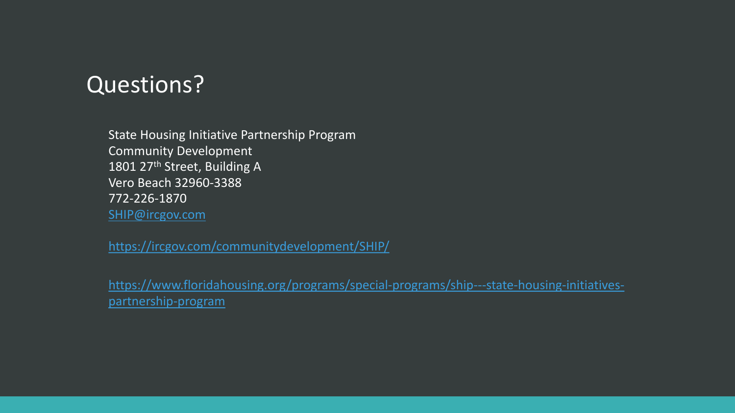# Questions?

State Housing Initiative Partnership Program
Community Development
1801 27th Street, Building A
Vero Beach 32960-3388
772-226-1870
[SHIP@ircgov.com](mailto:SHIP@ircgov.com)

https://ircgov.com/communitydevelopment/SHIP/

https://www.floridahousing.org/programs/special-programs/ship---state-housing-initiatives-partnership-program